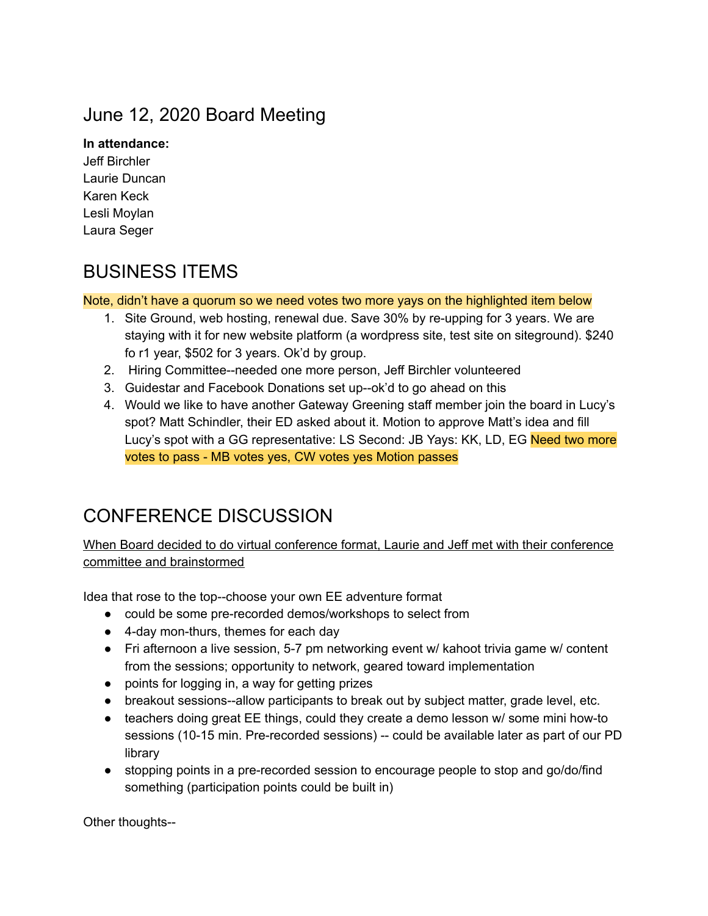# June 12, 2020 Board Meeting

**In attendance:**
Jeff Birchler
Laurie Duncan
Karen Keck
Lesli Moylan
Laura Seger

## BUSINESS ITEMS

Note, didn't have a quorum so we need votes two more yays on the highlighted item below

1. Site Ground, web hosting, renewal due. Save 30% by re-upping for 3 years. We are staying with it for new website platform (a wordpress site, test site on siteground). $240 fo r1 year, $502 for 3 years. Ok'd by group.
2. Hiring Committee--needed one more person, Jeff Birchler volunteered
3. Guidestar and Facebook Donations set up--ok'd to go ahead on this
4. Would we like to have another Gateway Greening staff member join the board in Lucy's spot? Matt Schindler, their ED asked about it. Motion to approve Matt's idea and fill Lucy's spot with a GG representative: LS Second: JB Yays: KK, LD, EG Need two more votes to pass - MB votes yes, CW votes yes Motion passes

## CONFERENCE DISCUSSION

When Board decided to do virtual conference format, Laurie and Jeff met with their conference committee and brainstormed

Idea that rose to the top--choose your own EE adventure format

- could be some pre-recorded demos/workshops to select from
- 4-day mon-thurs, themes for each day
- Fri afternoon a live session, 5-7 pm networking event w/ kahoot trivia game w/ content from the sessions; opportunity to network, geared toward implementation
- points for logging in, a way for getting prizes
- breakout sessions--allow participants to break out by subject matter, grade level, etc.
- teachers doing great EE things, could they create a demo lesson w/ some mini how-to sessions (10-15 min. Pre-recorded sessions) -- could be available later as part of our PD library
- stopping points in a pre-recorded session to encourage people to stop and go/do/find something (participation points could be built in)

Other thoughts--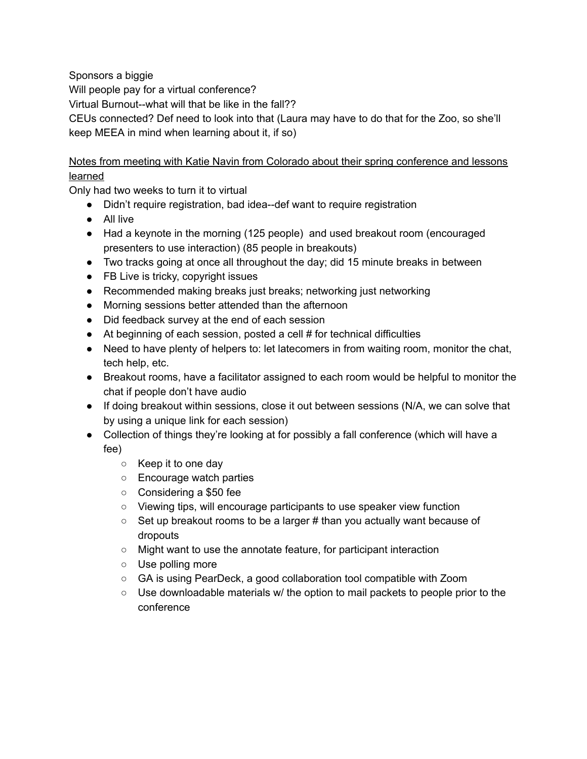Sponsors a biggie

Will people pay for a virtual conference?

Virtual Burnout--what will that be like in the fall??

CEUs connected? Def need to look into that (Laura may have to do that for the Zoo, so she'll keep MEEA in mind when learning about it, if so)

<u>Notes from meeting with Katie Navin from Colorado about their spring conference and lessons learned</u>

Only had two weeks to turn it to virtual

- Didn't require registration, bad idea--def want to require registration
- All live
- Had a keynote in the morning (125 people) and used breakout room (encouraged presenters to use interaction) (85 people in breakouts)
- Two tracks going at once all throughout the day; did 15 minute breaks in between
- FB Live is tricky, copyright issues
- Recommended making breaks just breaks; networking just networking
- Morning sessions better attended than the afternoon
- Did feedback survey at the end of each session
- At beginning of each session, posted a cell # for technical difficulties
- Need to have plenty of helpers to: let latecomers in from waiting room, monitor the chat, tech help, etc.
- Breakout rooms, have a facilitator assigned to each room would be helpful to monitor the chat if people don't have audio
- If doing breakout within sessions, close it out between sessions (N/A, we can solve that by using a unique link for each session)
- Collection of things they're looking at for possibly a fall conference (which will have a fee)
  - Keep it to one day
  - Encourage watch parties
  - Considering a $50 fee
  - Viewing tips, will encourage participants to use speaker view function
  - Set up breakout rooms to be a larger # than you actually want because of dropouts
  - Might want to use the annotate feature, for participant interaction
  - Use polling more
  - GA is using PearDeck, a good collaboration tool compatible with Zoom
  - Use downloadable materials w/ the option to mail packets to people prior to the conference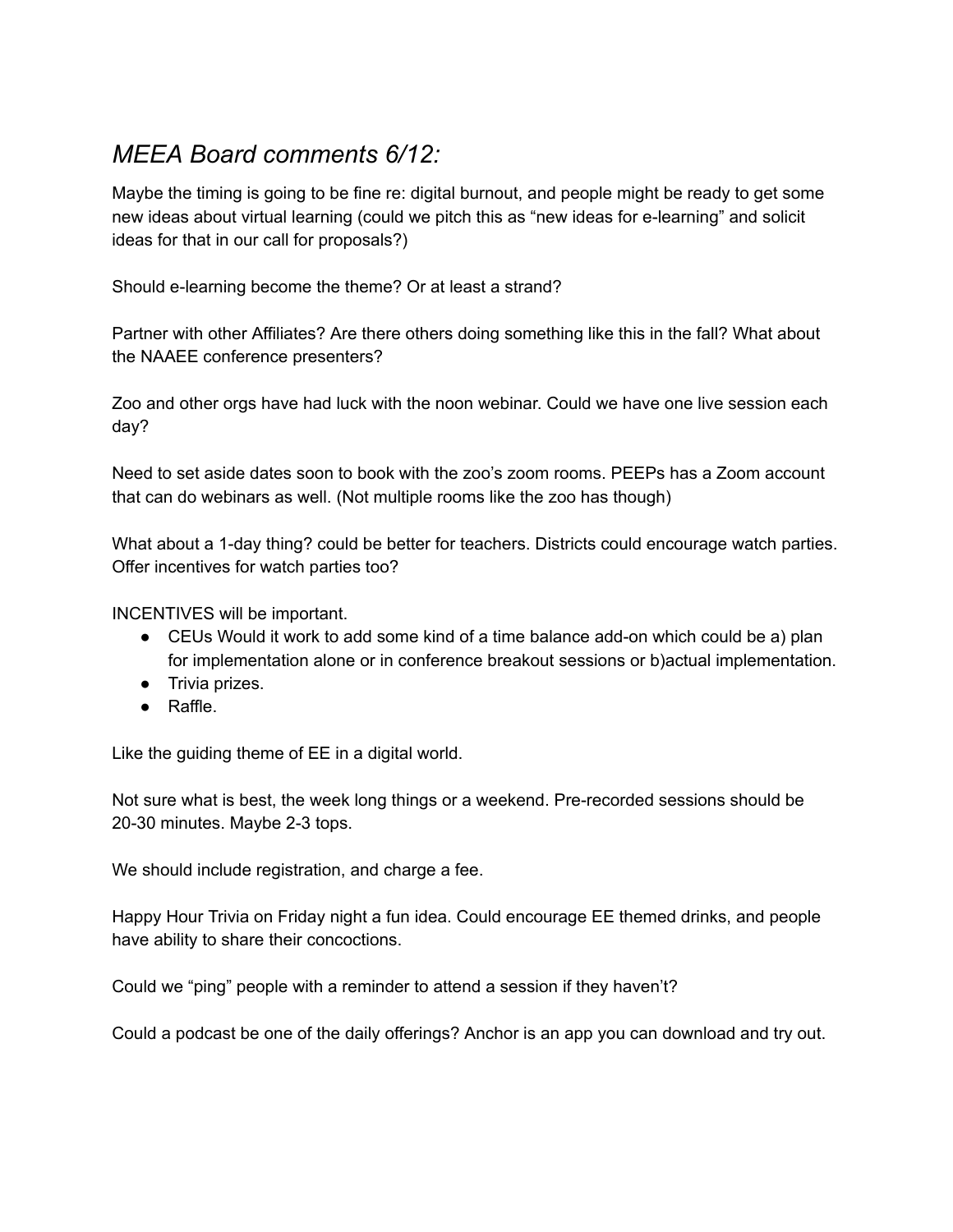## *MEEA Board comments 6/12:*

Maybe the timing is going to be fine re: digital burnout, and people might be ready to get some new ideas about virtual learning (could we pitch this as “new ideas for e-learning” and solicit ideas for that in our call for proposals?)

Should e-learning become the theme? Or at least a strand?

Partner with other Affiliates? Are there others doing something like this in the fall? What about the NAAEE conference presenters?

Zoo and other orgs have had luck with the noon webinar. Could we have one live session each day?

Need to set aside dates soon to book with the zoo’s zoom rooms. PEEPs has a Zoom account that can do webinars as well. (Not multiple rooms like the zoo has though)

What about a 1-day thing? could be better for teachers. Districts could encourage watch parties. Offer incentives for watch parties too?

INCENTIVES will be important.

- CEUs Would it work to add some kind of a time balance add-on which could be a) plan for implementation alone or in conference breakout sessions or b)actual implementation.
- Trivia prizes.
- Raffle.

Like the guiding theme of EE in a digital world.

Not sure what is best, the week long things or a weekend. Pre-recorded sessions should be 20-30 minutes. Maybe 2-3 tops.

We should include registration, and charge a fee.

Happy Hour Trivia on Friday night a fun idea. Could encourage EE themed drinks, and people have ability to share their concoctions.

Could we “ping” people with a reminder to attend a session if they haven’t?

Could a podcast be one of the daily offerings? Anchor is an app you can download and try out.